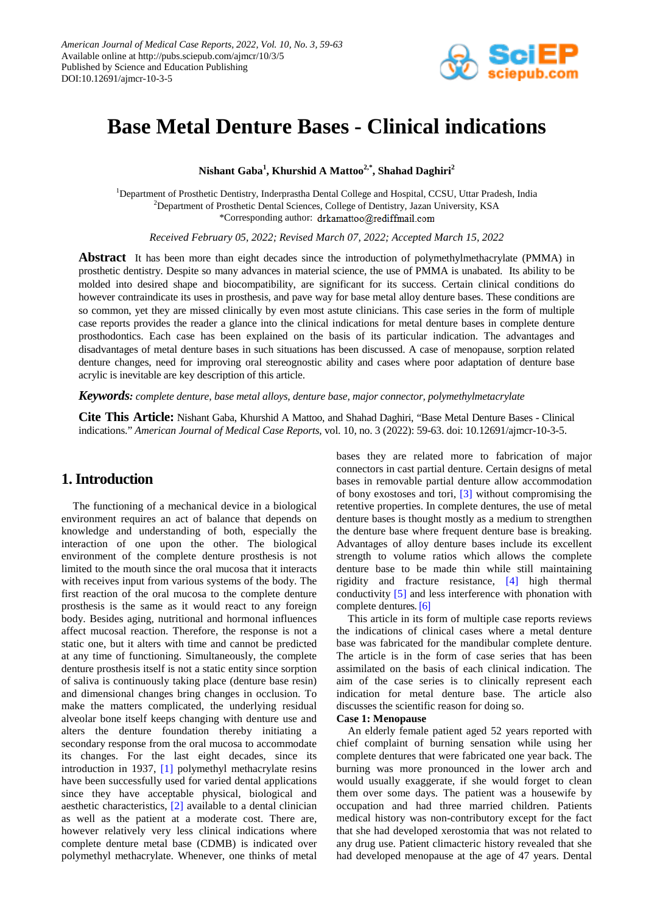American Journal of Medical Case Reports, 2022, Vol. 10, No. 3, 59-63
Available online at http://pubs.sciepub.com/ajmcr/10/3/5
Published by Science and Education Publishing
DOI:10.12691/ajmcr-10-3-5

# Base Metal Denture Bases - Clinical indications

**Nishant Gaba[1], Khurshid A Mattoo[2,*], Shahad Daghiri[2]**

[1]Department of Prosthetic Dentistry, Inderprastha Dental College and Hospital, CCSU, Uttar Pradesh, India
[2]Department of Prosthetic Dental Sciences, College of Dentistry, Jazan University, KSA
*Corresponding author: drkamattoo@rediffmail.com

*Received February 05, 2022; Revised March 07, 2022; Accepted March 15, 2022*

**Abstract** It has been more than eight decades since the introduction of polymethylmethacrylate (PMMA) in prosthetic dentistry. Despite so many advances in material science, the use of PMMA is unabated. Its ability to be molded into desired shape and biocompatibility, are significant for its success. Certain clinical conditions do however contraindicate its uses in prosthesis, and pave way for base metal alloy denture bases. These conditions are so common, yet they are missed clinically by even most astute clinicians. This case series in the form of multiple case reports provides the reader a glance into the clinical indications for metal denture bases in complete denture prosthodontics. Each case has been explained on the basis of its particular indication. The advantages and disadvantages of metal denture bases in such situations has been discussed. A case of menopause, sorption related denture changes, need for improving oral stereognostic ability and cases where poor adaptation of denture base acrylic is inevitable are key description of this article.

***Keywords:*** *complete denture, base metal alloys, denture base, major connector, polymethylmetacrylate*

**Cite This Article:** Nishant Gaba, Khurshid A Mattoo, and Shahad Daghiri, "Base Metal Denture Bases - Clinical indications." *American Journal of Medical Case Reports*, vol. 10, no. 3 (2022): 59-63. doi: 10.12691/ajmcr-10-3-5.

## 1. Introduction

The functioning of a mechanical device in a biological environment requires an act of balance that depends on knowledge and understanding of both, especially the interaction of one upon the other. The biological environment of the complete denture prosthesis is not limited to the mouth since the oral mucosa that it interacts with receives input from various systems of the body. The first reaction of the oral mucosa to the complete denture prosthesis is the same as it would react to any foreign body. Besides aging, nutritional and hormonal influences affect mucosal reaction. Therefore, the response is not a static one, but it alters with time and cannot be predicted at any time of functioning. Simultaneously, the complete denture prosthesis itself is not a static entity since sorption of saliva is continuously taking place (denture base resin) and dimensional changes bring changes in occlusion. To make the matters complicated, the underlying residual alveolar bone itself keeps changing with denture use and alters the denture foundation thereby initiating a secondary response from the oral mucosa to accommodate its changes. For the last eight decades, since its introduction in 1937, [1] polymethyl methacrylate resins have been successfully used for varied dental applications since they have acceptable physical, biological and aesthetic characteristics, [2] available to a dental clinician as well as the patient at a moderate cost. There are, however relatively very less clinical indications where complete denture metal base (CDMB) is indicated over polymethyl methacrylate. Whenever, one thinks of metal bases they are related more to fabrication of major connectors in cast partial denture. Certain designs of metal bases in removable partial denture allow accommodation of bony exostoses and tori, [3] without compromising the retentive properties. In complete dentures, the use of metal denture bases is thought mostly as a medium to strengthen the denture base where frequent denture base is breaking. Advantages of alloy denture bases include its excellent strength to volume ratios which allows the complete denture base to be made thin while still maintaining rigidity and fracture resistance, [4] high thermal conductivity [5] and less interference with phonation with complete dentures. [6]

This article in its form of multiple case reports reviews the indications of clinical cases where a metal denture base was fabricated for the mandibular complete denture. The article is in the form of case series that has been assimilated on the basis of each clinical indication. The aim of the case series is to clinically represent each indication for metal denture base. The article also discusses the scientific reason for doing so.

**Case 1: Menopause**

An elderly female patient aged 52 years reported with chief complaint of burning sensation while using her complete dentures that were fabricated one year back. The burning was more pronounced in the lower arch and would usually exaggerate, if she would forget to clean them over some days. The patient was a housewife by occupation and had three married children. Patients medical history was non-contributory except for the fact that she had developed xerostomia that was not related to any drug use. Patient climacteric history revealed that she had developed menopause at the age of 47 years. Dental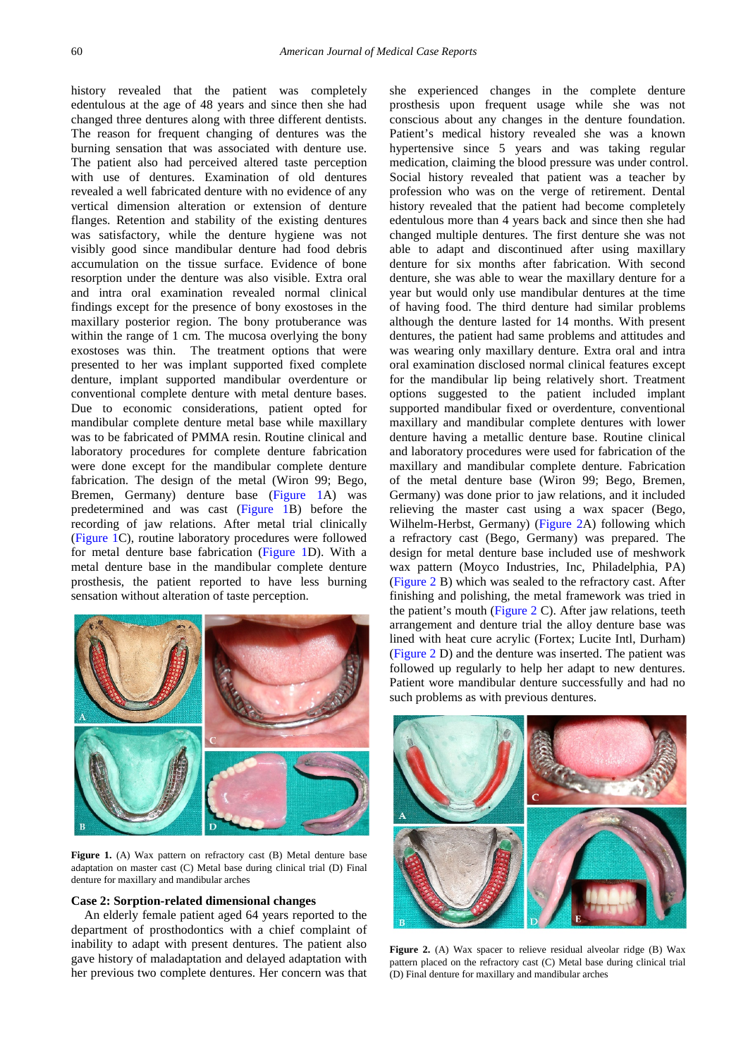history revealed that the patient was completely edentulous at the age of 48 years and since then she had changed three dentures along with three different dentists. The reason for frequent changing of dentures was the burning sensation that was associated with denture use. The patient also had perceived altered taste perception with use of dentures. Examination of old dentures revealed a well fabricated denture with no evidence of any vertical dimension alteration or extension of denture flanges. Retention and stability of the existing dentures was satisfactory, while the denture hygiene was not visibly good since mandibular denture had food debris accumulation on the tissue surface. Evidence of bone resorption under the denture was also visible. Extra oral and intra oral examination revealed normal clinical findings except for the presence of bony exostoses in the maxillary posterior region. The bony protuberance was within the range of 1 cm. The mucosa overlying the bony exostoses was thin. The treatment options that were presented to her was implant supported fixed complete denture, implant supported mandibular overdenture or conventional complete denture with metal denture bases. Due to economic considerations, patient opted for mandibular complete denture metal base while maxillary was to be fabricated of PMMA resin. Routine clinical and laboratory procedures for complete denture fabrication were done except for the mandibular complete denture fabrication. The design of the metal (Wiron 99; Bego, Bremen, Germany) denture base (Figure 1A) was predetermined and was cast (Figure 1B) before the recording of jaw relations. After metal trial clinically (Figure 1C), routine laboratory procedures were followed for metal denture base fabrication (Figure 1D). With a metal denture base in the mandibular complete denture prosthesis, the patient reported to have less burning sensation without alteration of taste perception.

**Figure 1.** (A) Wax pattern on refractory cast (B) Metal denture base adaptation on master cast (C) Metal base during clinical trial (D) Final denture for maxillary and mandibular arches

### Case 2: Sorption-related dimensional changes

An elderly female patient aged 64 years reported to the department of prosthodontics with a chief complaint of inability to adapt with present dentures. The patient also gave history of maladaptation and delayed adaptation with her previous two complete dentures. Her concern was that she experienced changes in the complete denture prosthesis upon frequent usage while she was not conscious about any changes in the denture foundation. Patient's medical history revealed she was a known hypertensive since 5 years and was taking regular medication, claiming the blood pressure was under control. Social history revealed that patient was a teacher by profession who was on the verge of retirement. Dental history revealed that the patient had become completely edentulous more than 4 years back and since then she had changed multiple dentures. The first denture she was not able to adapt and discontinued after using maxillary denture for six months after fabrication. With second denture, she was able to wear the maxillary denture for a year but would only use mandibular dentures at the time of having food. The third denture had similar problems although the denture lasted for 14 months. With present dentures, the patient had same problems and attitudes and was wearing only maxillary denture. Extra oral and intra oral examination disclosed normal clinical features except for the mandibular lip being relatively short. Treatment options suggested to the patient included implant supported mandibular fixed or overdenture, conventional maxillary and mandibular complete dentures with lower denture having a metallic denture base. Routine clinical and laboratory procedures were used for fabrication of the maxillary and mandibular complete denture. Fabrication of the metal denture base (Wiron 99; Bego, Bremen, Germany) was done prior to jaw relations, and it included relieving the master cast using a wax spacer (Bego, Wilhelm-Herbst, Germany) (Figure 2A) following which a refractory cast (Bego, Germany) was prepared. The design for metal denture base included use of meshwork wax pattern (Moyco Industries, Inc, Philadelphia, PA) (Figure 2 B) which was sealed to the refractory cast. After finishing and polishing, the metal framework was tried in the patient's mouth (Figure 2 C). After jaw relations, teeth arrangement and denture trial the alloy denture base was lined with heat cure acrylic (Fortex; Lucite Intl, Durham) (Figure 2 D) and the denture was inserted. The patient was followed up regularly to help her adapt to new dentures. Patient wore mandibular denture successfully and had no such problems as with previous dentures.

**Figure 2.** (A) Wax spacer to relieve residual alveolar ridge (B) Wax pattern placed on the refractory cast (C) Metal base during clinical trial (D) Final denture for maxillary and mandibular arches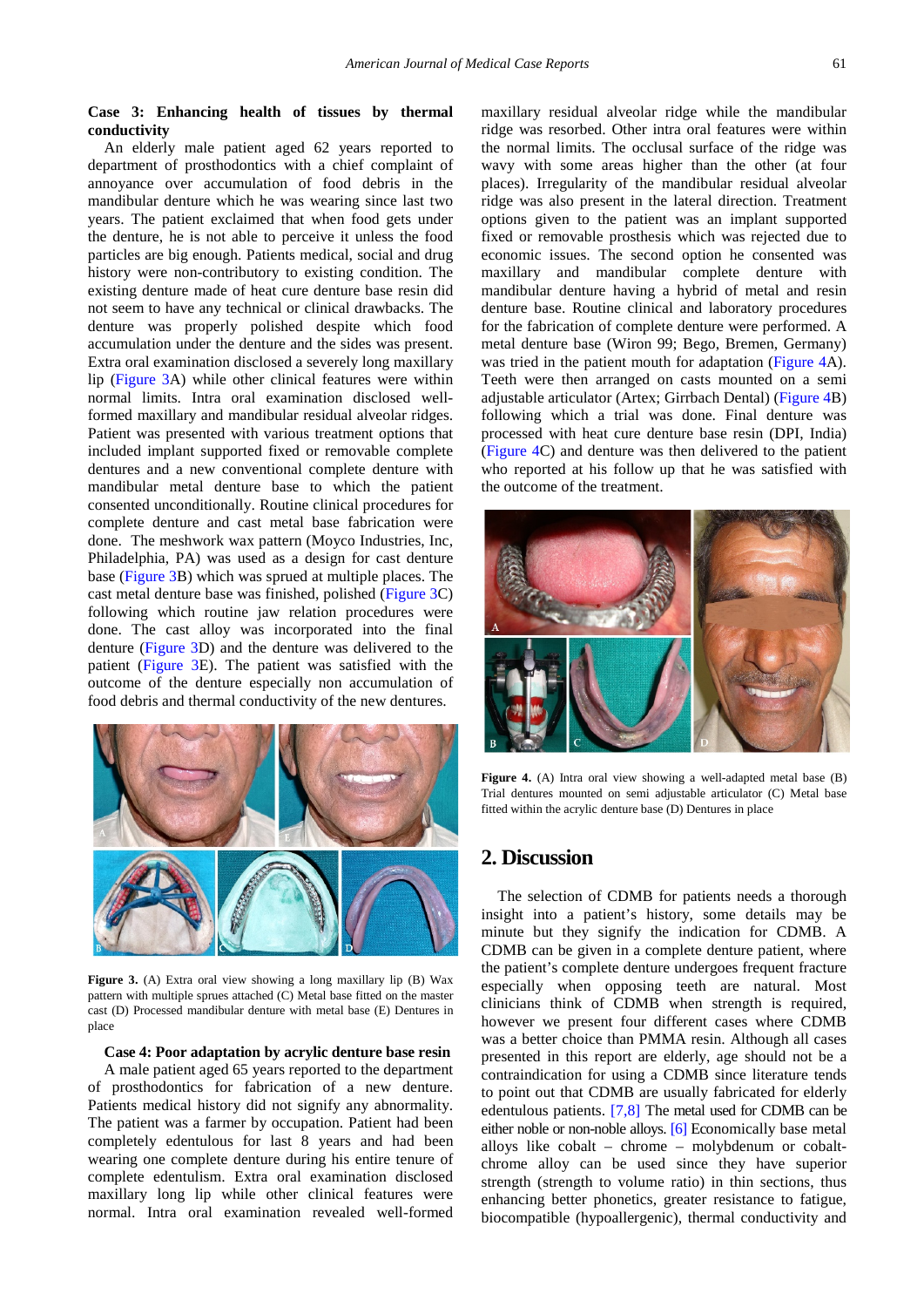**Case 3: Enhancing health of tissues by thermal conductivity**

An elderly male patient aged 62 years reported to department of prosthodontics with a chief complaint of annoyance over accumulation of food debris in the mandibular denture which he was wearing since last two years. The patient exclaimed that when food gets under the denture, he is not able to perceive it unless the food particles are big enough. Patients medical, social and drug history were non-contributory to existing condition. The existing denture made of heat cure denture base resin did not seem to have any technical or clinical drawbacks. The denture was properly polished despite which food accumulation under the denture and the sides was present. Extra oral examination disclosed a severely long maxillary lip (Figure 3A) while other clinical features were within normal limits. Intra oral examination disclosed well-formed maxillary and mandibular residual alveolar ridges. Patient was presented with various treatment options that included implant supported fixed or removable complete dentures and a new conventional complete denture with mandibular metal denture base to which the patient consented unconditionally. Routine clinical procedures for complete denture and cast metal base fabrication were done. The meshwork wax pattern (Moyco Industries, Inc, Philadelphia, PA) was used as a design for cast denture base (Figure 3B) which was sprued at multiple places. The cast metal denture base was finished, polished (Figure 3C) following which routine jaw relation procedures were done. The cast alloy was incorporated into the final denture (Figure 3D) and the denture was delivered to the patient (Figure 3E). The patient was satisfied with the outcome of the denture especially non accumulation of food debris and thermal conductivity of the new dentures.

**Figure 3.** (A) Extra oral view showing a long maxillary lip (B) Wax pattern with multiple sprues attached (C) Metal base fitted on the master cast (D) Processed mandibular denture with metal base (E) Dentures in place

**Case 4: Poor adaptation by acrylic denture base resin**

A male patient aged 65 years reported to the department of prosthodontics for fabrication of a new denture. Patients medical history did not signify any abnormality. The patient was a farmer by occupation. Patient had been completely edentulous for last 8 years and had been wearing one complete denture during his entire tenure of complete edentulism. Extra oral examination disclosed maxillary long lip while other clinical features were normal. Intra oral examination revealed well-formed maxillary residual alveolar ridge while the mandibular ridge was resorbed. Other intra oral features were within the normal limits. The occlusal surface of the ridge was wavy with some areas higher than the other (at four places). Irregularity of the mandibular residual alveolar ridge was also present in the lateral direction. Treatment options given to the patient was an implant supported fixed or removable prosthesis which was rejected due to economic issues. The second option he consented was maxillary and mandibular complete denture with mandibular denture having a hybrid of metal and resin denture base. Routine clinical and laboratory procedures for the fabrication of complete denture were performed. A metal denture base (Wiron 99; Bego, Bremen, Germany) was tried in the patient mouth for adaptation (Figure 4A). Teeth were then arranged on casts mounted on a semi adjustable articulator (Artex; Girrbach Dental) (Figure 4B) following which a trial was done. Final denture was processed with heat cure denture base resin (DPI, India) (Figure 4C) and denture was then delivered to the patient who reported at his follow up that he was satisfied with the outcome of the treatment.

**Figure 4.** (A) Intra oral view showing a well-adapted metal base (B) Trial dentures mounted on semi adjustable articulator (C) Metal base fitted within the acrylic denture base (D) Dentures in place

## 2. Discussion

The selection of CDMB for patients needs a thorough insight into a patient's history, some details may be minute but they signify the indication for CDMB. A CDMB can be given in a complete denture patient, where the patient's complete denture undergoes frequent fracture especially when opposing teeth are natural. Most clinicians think of CDMB when strength is required, however we present four different cases where CDMB was a better choice than PMMA resin. Although all cases presented in this report are elderly, age should not be a contraindication for using a CDMB since literature tends to point out that CDMB are usually fabricated for elderly edentulous patients. [7,8] The metal used for CDMB can be either noble or non-noble alloys. [6] Economically base metal alloys like cobalt – chrome – molybdenum or cobalt-chrome alloy can be used since they have superior strength (strength to volume ratio) in thin sections, thus enhancing better phonetics, greater resistance to fatigue, biocompatible (hypoallergenic), thermal conductivity and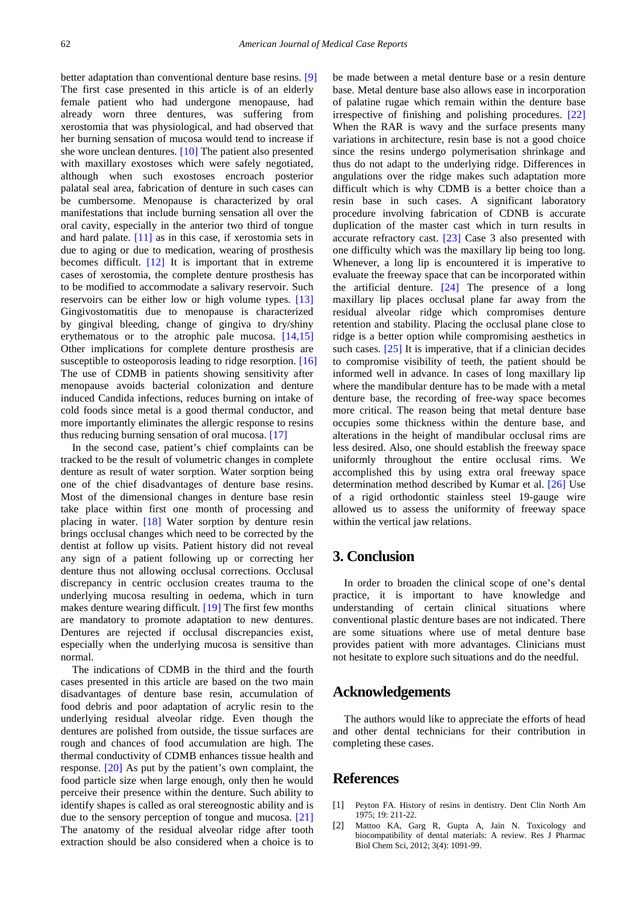better adaptation than conventional denture base resins. [9] The first case presented in this article is of an elderly female patient who had undergone menopause, had already worn three dentures, was suffering from xerostomia that was physiological, and had observed that her burning sensation of mucosa would tend to increase if she wore unclean dentures. [10] The patient also presented with maxillary exostoses which were safely negotiated, although when such exostoses encroach posterior palatal seal area, fabrication of denture in such cases can be cumbersome. Menopause is characterized by oral manifestations that include burning sensation all over the oral cavity, especially in the anterior two third of tongue and hard palate. [11] as in this case, if xerostomia sets in due to aging or due to medication, wearing of prosthesis becomes difficult. [12] It is important that in extreme cases of xerostomia, the complete denture prosthesis has to be modified to accommodate a salivary reservoir. Such reservoirs can be either low or high volume types. [13] Gingivostomatitis due to menopause is characterized by gingival bleeding, change of gingiva to dry/shiny erythematous or to the atrophic pale mucosa. [14,15] Other implications for complete denture prosthesis are susceptible to osteoporosis leading to ridge resorption. [16] The use of CDMB in patients showing sensitivity after menopause avoids bacterial colonization and denture induced Candida infections, reduces burning on intake of cold foods since metal is a good thermal conductor, and more importantly eliminates the allergic response to resins thus reducing burning sensation of oral mucosa. [17]

In the second case, patient's chief complaints can be tracked to be the result of volumetric changes in complete denture as result of water sorption. Water sorption being one of the chief disadvantages of denture base resins. Most of the dimensional changes in denture base resin take place within first one month of processing and placing in water. [18] Water sorption by denture resin brings occlusal changes which need to be corrected by the dentist at follow up visits. Patient history did not reveal any sign of a patient following up or correcting her denture thus not allowing occlusal corrections. Occlusal discrepancy in centric occlusion creates trauma to the underlying mucosa resulting in oedema, which in turn makes denture wearing difficult. [19] The first few months are mandatory to promote adaptation to new dentures. Dentures are rejected if occlusal discrepancies exist, especially when the underlying mucosa is sensitive than normal.

The indications of CDMB in the third and the fourth cases presented in this article are based on the two main disadvantages of denture base resin, accumulation of food debris and poor adaptation of acrylic resin to the underlying residual alveolar ridge. Even though the dentures are polished from outside, the tissue surfaces are rough and chances of food accumulation are high. The thermal conductivity of CDMB enhances tissue health and response. [20] As put by the patient's own complaint, the food particle size when large enough, only then he would perceive their presence within the denture. Such ability to identify shapes is called as oral stereognostic ability and is due to the sensory perception of tongue and mucosa. [21] The anatomy of the residual alveolar ridge after tooth extraction should be also considered when a choice is to be made between a metal denture base or a resin denture base. Metal denture base also allows ease in incorporation of palatine rugae which remain within the denture base irrespective of finishing and polishing procedures. [22] When the RAR is wavy and the surface presents many variations in architecture, resin base is not a good choice since the resins undergo polymerisation shrinkage and thus do not adapt to the underlying ridge. Differences in angulations over the ridge makes such adaptation more difficult which is why CDMB is a better choice than a resin base in such cases. A significant laboratory procedure involving fabrication of CDNB is accurate duplication of the master cast which in turn results in accurate refractory cast. [23] Case 3 also presented with one difficulty which was the maxillary lip being too long. Whenever, a long lip is encountered it is imperative to evaluate the freeway space that can be incorporated within the artificial denture. [24] The presence of a long maxillary lip places occlusal plane far away from the residual alveolar ridge which compromises denture retention and stability. Placing the occlusal plane close to ridge is a better option while compromising aesthetics in such cases. [25] It is imperative, that if a clinician decides to compromise visibility of teeth, the patient should be informed well in advance. In cases of long maxillary lip where the mandibular denture has to be made with a metal denture base, the recording of free-way space becomes more critical. The reason being that metal denture base occupies some thickness within the denture base, and alterations in the height of mandibular occlusal rims are less desired. Also, one should establish the freeway space uniformly throughout the entire occlusal rims. We accomplished this by using extra oral freeway space determination method described by Kumar et al. [26] Use of a rigid orthodontic stainless steel 19-gauge wire allowed us to assess the uniformity of freeway space within the vertical jaw relations.

## 3. Conclusion

In order to broaden the clinical scope of one's dental practice, it is important to have knowledge and understanding of certain clinical situations where conventional plastic denture bases are not indicated. There are some situations where use of metal denture base provides patient with more advantages. Clinicians must not hesitate to explore such situations and do the needful.

## Acknowledgements

The authors would like to appreciate the efforts of head and other dental technicians for their contribution in completing these cases.

## References

[1] Peyton FA. History of resins in dentistry. Dent Clin North Am 1975; 19: 211-22.

[2] Mattoo KA, Garg R, Gupta A, Jain N. Toxicology and biocompatibility of dental materials: A review. Res J Pharmac Biol Chem Sci, 2012; 3(4): 1091-99.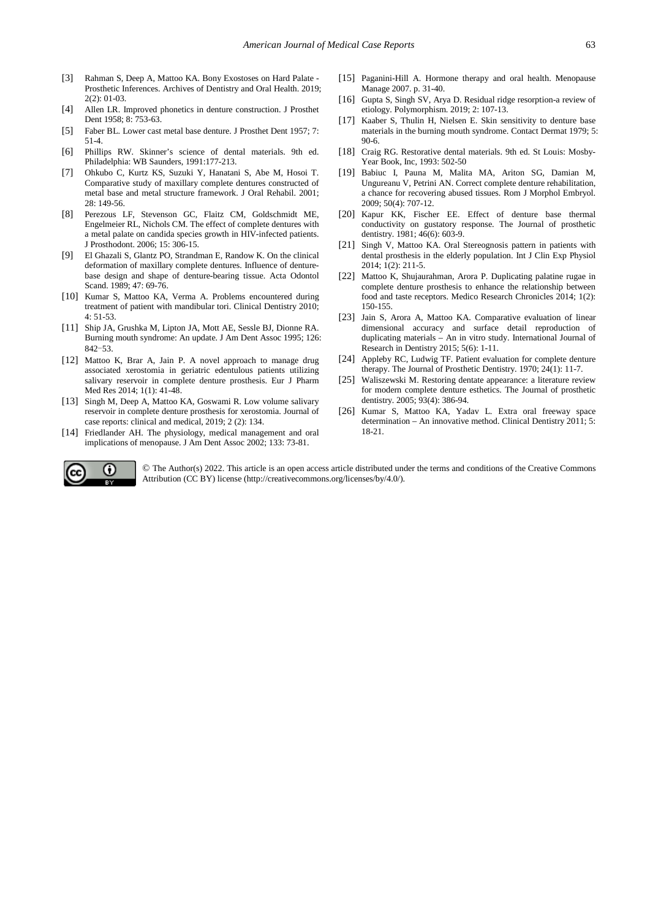[3] Rahman S, Deep A, Mattoo KA. Bony Exostoses on Hard Palate - Prosthetic Inferences. Archives of Dentistry and Oral Health. 2019; 2(2): 01-03.

[4] Allen LR. Improved phonetics in denture construction. J Prosthet Dent 1958; 8: 753-63.

[5] Faber BL. Lower cast metal base denture. J Prosthet Dent 1957; 7: 51-4.

[6] Phillips RW. Skinner's science of dental materials. 9th ed. Philadelphia: WB Saunders, 1991:177-213.

[7] Ohkubo C, Kurtz KS, Suzuki Y, Hanatani S, Abe M, Hosoi T. Comparative study of maxillary complete dentures constructed of metal base and metal structure framework. J Oral Rehabil. 2001; 28: 149-56.

[8] Perezous LF, Stevenson GC, Flaitz CM, Goldschmidt ME, Engelmeier RL, Nichols CM. The effect of complete dentures with a metal palate on candida species growth in HIV-infected patients. J Prosthodont. 2006; 15: 306-15.

[9] El Ghazali S, Glantz PO, Strandman E, Randow K. On the clinical deformation of maxillary complete dentures. Influence of denture-base design and shape of denture-bearing tissue. Acta Odontol Scand. 1989; 47: 69-76.

[10] Kumar S, Mattoo KA, Verma A. Problems encountered during treatment of patient with mandibular tori. Clinical Dentistry 2010; 4: 51-53.

[11] Ship JA, Grushka M, Lipton JA, Mott AE, Sessle BJ, Dionne RA. Burning mouth syndrome: An update. J Am Dent Assoc 1995; 126: 842–53.

[12] Mattoo K, Brar A, Jain P. A novel approach to manage drug associated xerostomia in geriatric edentulous patients utilizing salivary reservoir in complete denture prosthesis. Eur J Pharm Med Res 2014; 1(1): 41-48.

[13] Singh M, Deep A, Mattoo KA, Goswami R. Low volume salivary reservoir in complete denture prosthesis for xerostomia. Journal of case reports: clinical and medical, 2019; 2 (2): 134.

[14] Friedlander AH. The physiology, medical management and oral implications of menopause. J Am Dent Assoc 2002; 133: 73-81.

[15] Paganini-Hill A. Hormone therapy and oral health. Menopause Manage 2007. p. 31-40.

[16] Gupta S, Singh SV, Arya D. Residual ridge resorption-a review of etiology. Polymorphism. 2019; 2: 107-13.

[17] Kaaber S, Thulin H, Nielsen E. Skin sensitivity to denture base materials in the burning mouth syndrome. Contact Dermat 1979; 5: 90-6.

[18] Craig RG. Restorative dental materials. 9th ed. St Louis: Mosby-Year Book, Inc, 1993: 502-50

[19] Babiuc I, Pauna M, Malita MA, Ariton SG, Damian M, Ungureanu V, Petrini AN. Correct complete denture rehabilitation, a chance for recovering abused tissues. Rom J Morphol Embryol. 2009; 50(4): 707-12.

[20] Kapur KK, Fischer EE. Effect of denture base thermal conductivity on gustatory response. The Journal of prosthetic dentistry. 1981; 46(6): 603-9.

[21] Singh V, Mattoo KA. Oral Stereognosis pattern in patients with dental prosthesis in the elderly population. Int J Clin Exp Physiol 2014; 1(2): 211-5.

[22] Mattoo K, Shujaurahman, Arora P. Duplicating palatine rugae in complete denture prosthesis to enhance the relationship between food and taste receptors. Medico Research Chronicles 2014; 1(2): 150-155.

[23] Jain S, Arora A, Mattoo KA. Comparative evaluation of linear dimensional accuracy and surface detail reproduction of duplicating materials – An in vitro study. International Journal of Research in Dentistry 2015; 5(6): 1-11.

[24] Appleby RC, Ludwig TF. Patient evaluation for complete denture therapy. The Journal of Prosthetic Dentistry. 1970; 24(1): 11-7.

[25] Waliszewski M. Restoring dentate appearance: a literature review for modern complete denture esthetics. The Journal of prosthetic dentistry. 2005; 93(4): 386-94.

[26] Kumar S, Mattoo KA, Yadav L. Extra oral freeway space determination – An innovative method. Clinical Dentistry 2011; 5: 18-21.

© The Author(s) 2022. This article is an open access article distributed under the terms and conditions of the Creative Commons Attribution (CC BY) license (http://creativecommons.org/licenses/by/4.0/).